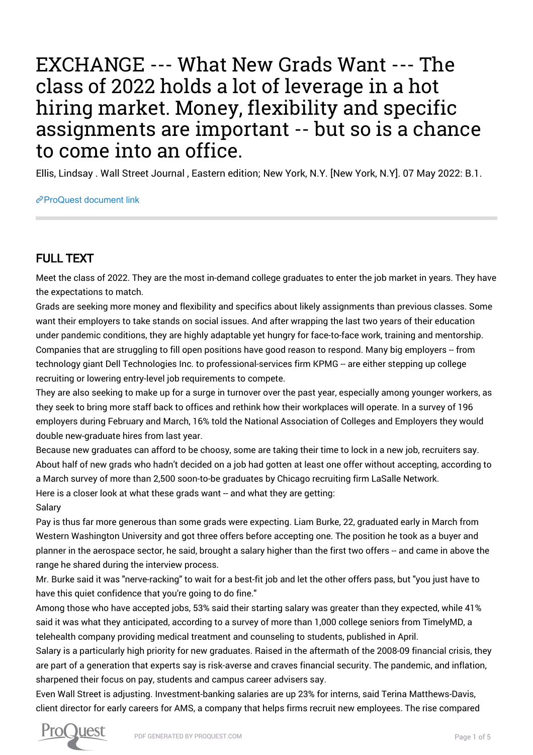# EXCHANGE --- What New Grads Want --- The class of 2022 holds a lot of leverage in a hot hiring market. Money, flexibility and specific assignments are important -- but so is a chance to come into an office.

Ellis, Lindsay . Wall Street Journal , Eastern edition; New York, N.Y. [New York, N.Y]. 07 May 2022: B.1.

ProQuest document link

## FULL TEXT

Meet the class of 2022. They are the most in-demand college graduates to enter the job market in years. They have the expectations to match.

Grads are seeking more money and flexibility and specifics about likely assignments than previous classes. Some want their employers to take stands on social issues. And after wrapping the last two years of their education under pandemic conditions, they are highly adaptable yet hungry for face-to-face work, training and mentorship.

Companies that are struggling to fill open positions have good reason to respond. Many big employers -- from technology giant Dell Technologies Inc. to professional-services firm KPMG -- are either stepping up college recruiting or lowering entry-level job requirements to compete.

They are also seeking to make up for a surge in turnover over the past year, especially among younger workers, as they seek to bring more staff back to offices and rethink how their workplaces will operate. In a survey of 196 employers during February and March, 16% told the National Association of Colleges and Employers they would double new-graduate hires from last year.

Because new graduates can afford to be choosy, some are taking their time to lock in a new job, recruiters say. About half of new grads who hadn't decided on a job had gotten at least one offer without accepting, according to a March survey of more than 2,500 soon-to-be graduates by Chicago recruiting firm LaSalle Network.

Here is a closer look at what these grads want -- and what they are getting:

Salary

Pay is thus far more generous than some grads were expecting. Liam Burke, 22, graduated early in March from Western Washington University and got three offers before accepting one. The position he took as a buyer and planner in the aerospace sector, he said, brought a salary higher than the first two offers -- and came in above the range he shared during the interview process.

Mr. Burke said it was "nerve-racking" to wait for a best-fit job and let the other offers pass, but "you just have to have this quiet confidence that you're going to do fine."

Among those who have accepted jobs, 53% said their starting salary was greater than they expected, while 41% said it was what they anticipated, according to a survey of more than 1,000 college seniors from TimelyMD, a telehealth company providing medical treatment and counseling to students, published in April.

Salary is a particularly high priority for new graduates. Raised in the aftermath of the 2008-09 financial crisis, they are part of a generation that experts say is risk-averse and craves financial security. The pandemic, and inflation, sharpened their focus on pay, students and campus career advisers say.

Even Wall Street is adjusting. Investment-banking salaries are up 23% for interns, said Terina Matthews-Davis, client director for early careers for AMS, a company that helps firms recruit new employees. The rise compared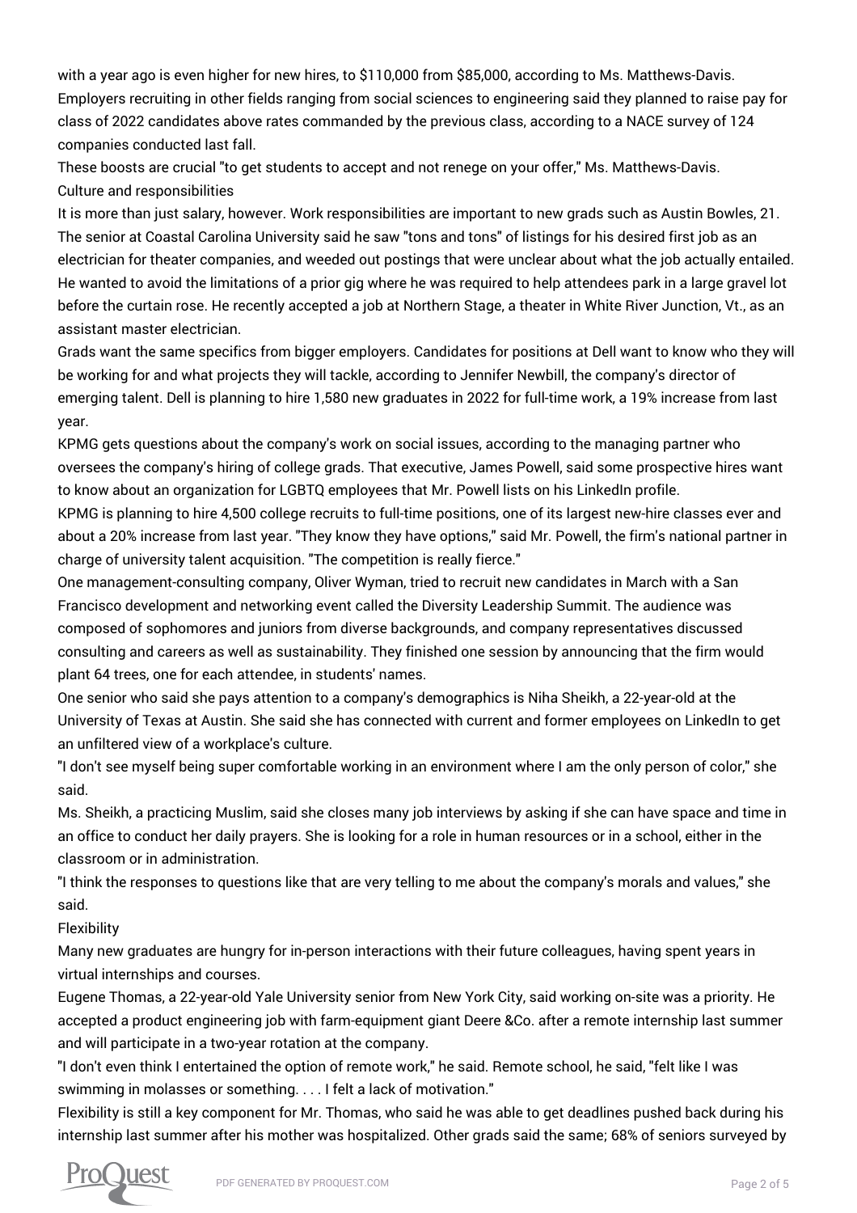with a year ago is even higher for new hires, to $110,000 from $85,000, according to Ms. Matthews-Davis. Employers recruiting in other fields ranging from social sciences to engineering said they planned to raise pay for class of 2022 candidates above rates commanded by the previous class, according to a NACE survey of 124 companies conducted last fall.

These boosts are crucial "to get students to accept and not renege on your offer," Ms. Matthews-Davis.

## Culture and responsibilities

It is more than just salary, however. Work responsibilities are important to new grads such as Austin Bowles, 21. The senior at Coastal Carolina University said he saw "tons and tons" of listings for his desired first job as an electrician for theater companies, and weeded out postings that were unclear about what the job actually entailed. He wanted to avoid the limitations of a prior gig where he was required to help attendees park in a large gravel lot before the curtain rose. He recently accepted a job at Northern Stage, a theater in White River Junction, Vt., as an assistant master electrician.

Grads want the same specifics from bigger employers. Candidates for positions at Dell want to know who they will be working for and what projects they will tackle, according to Jennifer Newbill, the company's director of emerging talent. Dell is planning to hire 1,580 new graduates in 2022 for full-time work, a 19% increase from last year.

KPMG gets questions about the company's work on social issues, according to the managing partner who oversees the company's hiring of college grads. That executive, James Powell, said some prospective hires want to know about an organization for LGBTQ employees that Mr. Powell lists on his LinkedIn profile.

KPMG is planning to hire 4,500 college recruits to full-time positions, one of its largest new-hire classes ever and about a 20% increase from last year. "They know they have options," said Mr. Powell, the firm's national partner in charge of university talent acquisition. "The competition is really fierce."

One management-consulting company, Oliver Wyman, tried to recruit new candidates in March with a San Francisco development and networking event called the Diversity Leadership Summit. The audience was composed of sophomores and juniors from diverse backgrounds, and company representatives discussed consulting and careers as well as sustainability. They finished one session by announcing that the firm would plant 64 trees, one for each attendee, in students' names.

One senior who said she pays attention to a company's demographics is Niha Sheikh, a 22-year-old at the University of Texas at Austin. She said she has connected with current and former employees on LinkedIn to get an unfiltered view of a workplace's culture.

"I don't see myself being super comfortable working in an environment where I am the only person of color," she said.

Ms. Sheikh, a practicing Muslim, said she closes many job interviews by asking if she can have space and time in an office to conduct her daily prayers. She is looking for a role in human resources or in a school, either in the classroom or in administration.

"I think the responses to questions like that are very telling to me about the company's morals and values," she said.

## Flexibility

Many new graduates are hungry for in-person interactions with their future colleagues, having spent years in virtual internships and courses.

Eugene Thomas, a 22-year-old Yale University senior from New York City, said working on-site was a priority. He accepted a product engineering job with farm-equipment giant Deere &Co. after a remote internship last summer and will participate in a two-year rotation at the company.

"I don't even think I entertained the option of remote work," he said. Remote school, he said, "felt like I was swimming in molasses or something. . . . I felt a lack of motivation."

Flexibility is still a key component for Mr. Thomas, who said he was able to get deadlines pushed back during his internship last summer after his mother was hospitalized. Other grads said the same; 68% of seniors surveyed by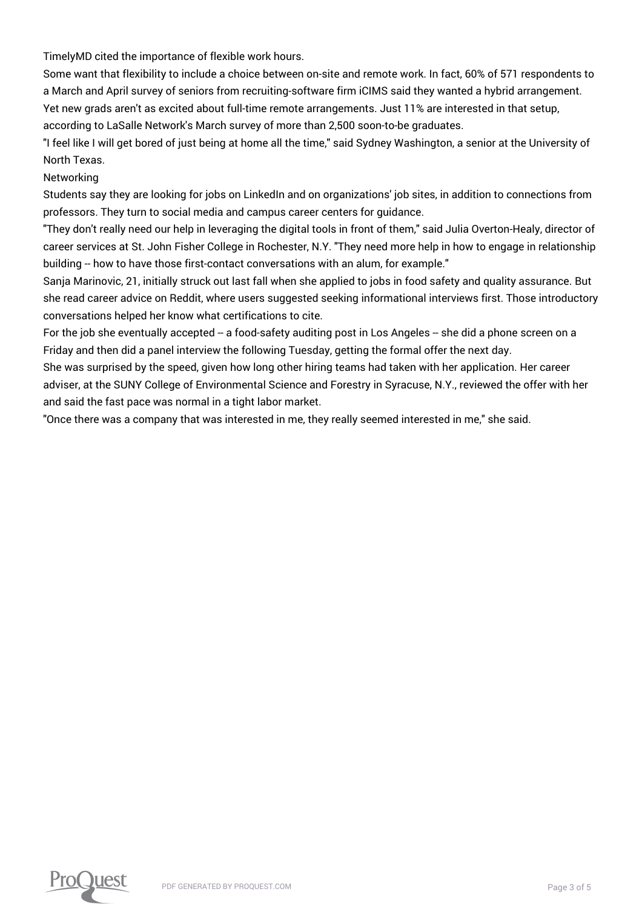TimelyMD cited the importance of flexible work hours.

Some want that flexibility to include a choice between on-site and remote work. In fact, 60% of 571 respondents to a March and April survey of seniors from recruiting-software firm iCIMS said they wanted a hybrid arrangement.

Yet new grads aren't as excited about full-time remote arrangements. Just 11% are interested in that setup, according to LaSalle Network's March survey of more than 2,500 soon-to-be graduates.

"I feel like I will get bored of just being at home all the time," said Sydney Washington, a senior at the University of North Texas.

## Networking

Students say they are looking for jobs on LinkedIn and on organizations' job sites, in addition to connections from professors. They turn to social media and campus career centers for guidance.

"They don't really need our help in leveraging the digital tools in front of them," said Julia Overton-Healy, director of career services at St. John Fisher College in Rochester, N.Y. "They need more help in how to engage in relationship building -- how to have those first-contact conversations with an alum, for example."

Sanja Marinovic, 21, initially struck out last fall when she applied to jobs in food safety and quality assurance. But she read career advice on Reddit, where users suggested seeking informational interviews first. Those introductory conversations helped her know what certifications to cite.

For the job she eventually accepted -- a food-safety auditing post in Los Angeles -- she did a phone screen on a Friday and then did a panel interview the following Tuesday, getting the formal offer the next day.

She was surprised by the speed, given how long other hiring teams had taken with her application. Her career adviser, at the SUNY College of Environmental Science and Forestry in Syracuse, N.Y., reviewed the offer with her and said the fast pace was normal in a tight labor market.

"Once there was a company that was interested in me, they really seemed interested in me," she said.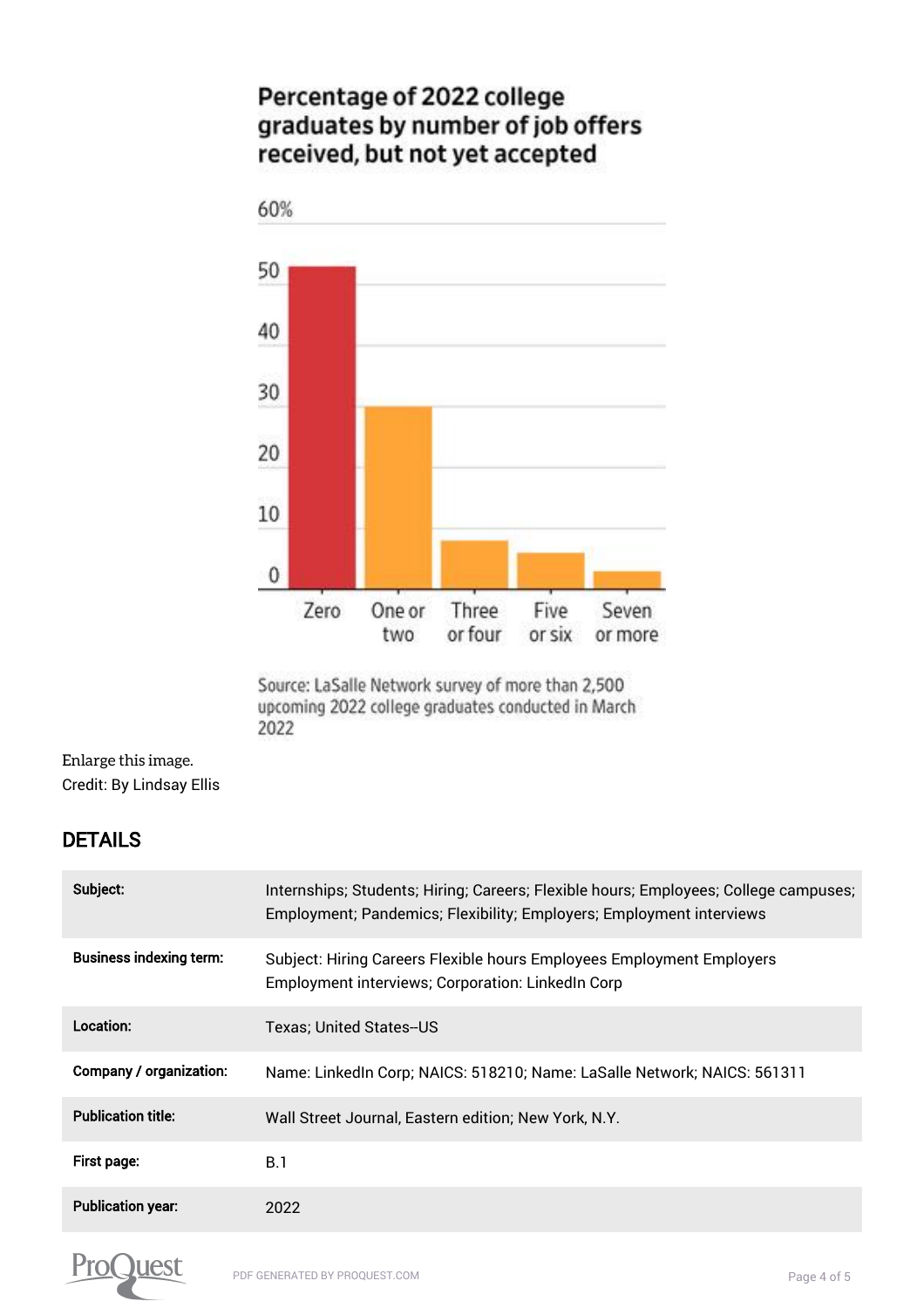Percentage of 2022 college graduates by number of job offers received, but not yet accepted

60%

50

40

30

20

10

0

Zero | One or two | Three or four | Five or six | Seven or more

Source: LaSalle Network survey of more than 2,500 upcoming 2022 college graduates conducted in March 2022

Enlarge this image.

Credit: By Lindsay Ellis

## DETAILS

| | |
|---|---|
| **Subject:** | Internships; Students; Hiring; Careers; Flexible hours; Employees; College campuses; Employment; Pandemics; Flexibility; Employers; Employment interviews |
| **Business indexing term:** | Subject: Hiring Careers Flexible hours Employees Employment Employers Employment interviews; Corporation: LinkedIn Corp |
| **Location:** | Texas; United States--US |
| **Company / organization:** | Name: LinkedIn Corp; NAICS: 518210; Name: LaSalle Network; NAICS: 561311 |
| **Publication title:** | Wall Street Journal, Eastern edition; New York, N.Y. |
| **First page:** | B.1 |
| **Publication year:** | 2022 |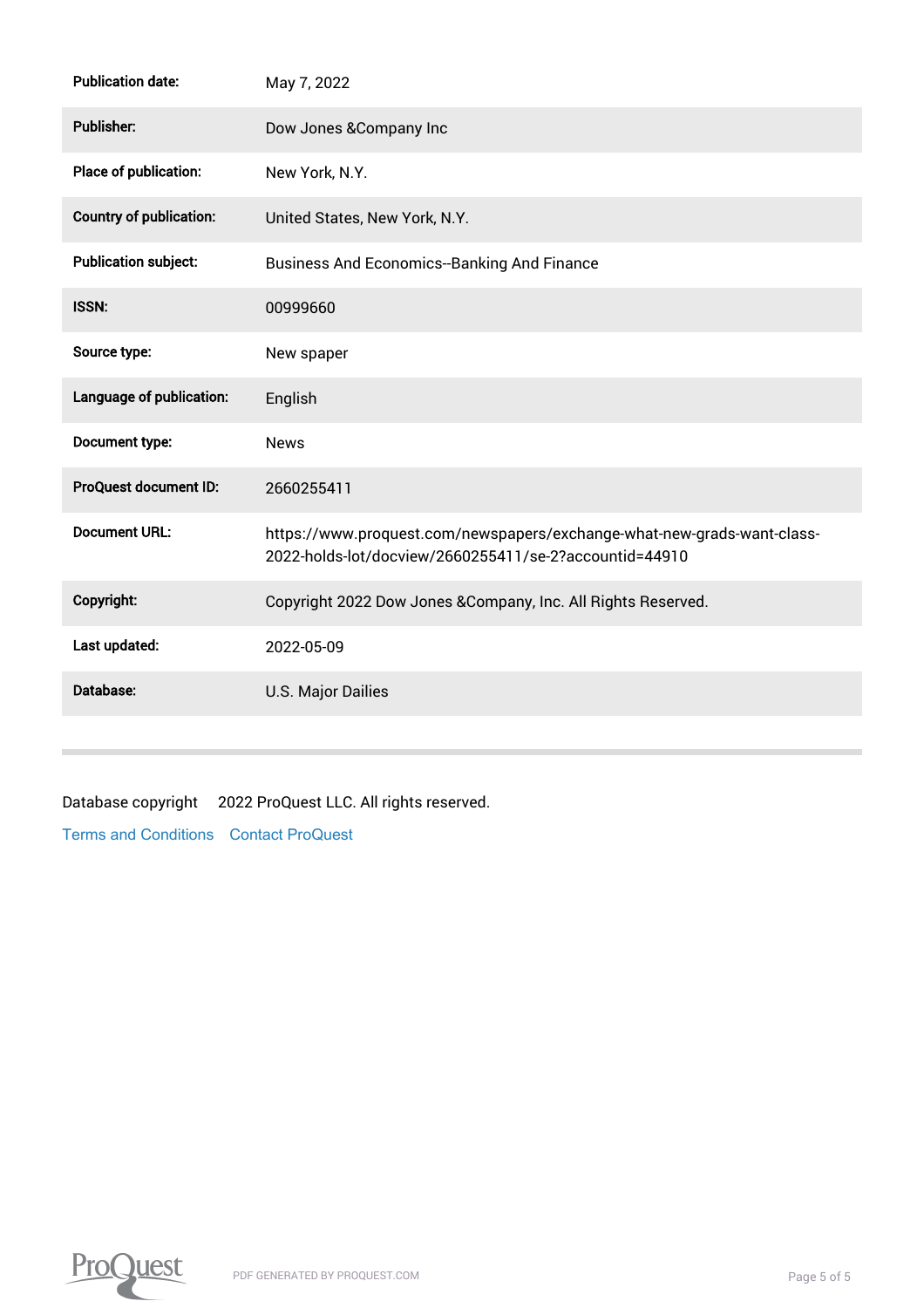| | |
|---|---|
| **Publication date:** | May 7, 2022 |
| **Publisher:** | Dow Jones &Company Inc |
| **Place of publication:** | New York, N.Y. |
| **Country of publication:** | United States, New York, N.Y. |
| **Publication subject:** | Business And Economics--Banking And Finance |
| **ISSN:** | 00999660 |
| **Source type:** | New spaper |
| **Language of publication:** | English |
| **Document type:** | News |
| **ProQuest document ID:** | 2660255411 |
| **Document URL:** | https://www.proquest.com/newspapers/exchange-what-new-grads-want-class-2022-holds-lot/docview/2660255411/se-2?accountid=44910 |
| **Copyright:** | Copyright 2022 Dow Jones &Company, Inc. All Rights Reserved. |
| **Last updated:** | 2022-05-09 |
| **Database:** | U.S. Major Dailies |

Database copyright 2022 ProQuest LLC. All rights reserved.

Terms and Conditions Contact ProQuest